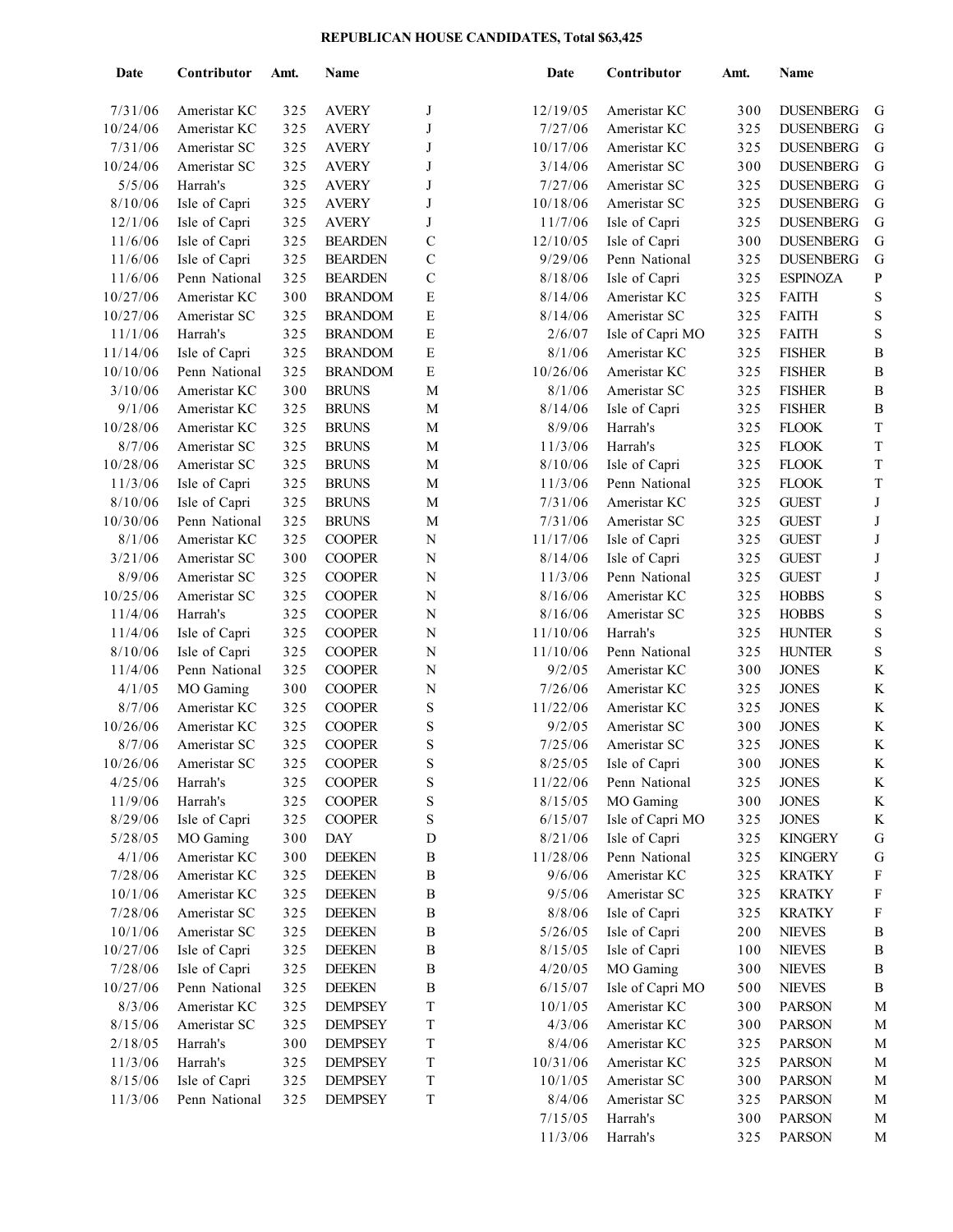**REPUBLICAN HOUSE CANDIDATES, Total $63,425**

| Date | Contributor | Amt. | Name | |
|---|---|---|---|---|
| 7/31/06 | Ameristar KC | 325 | AVERY | J |
| 10/24/06 | Ameristar KC | 325 | AVERY | J |
| 7/31/06 | Ameristar SC | 325 | AVERY | J |
| 10/24/06 | Ameristar SC | 325 | AVERY | J |
| 5/5/06 | Harrah's | 325 | AVERY | J |
| 8/10/06 | Isle of Capri | 325 | AVERY | J |
| 12/1/06 | Isle of Capri | 325 | AVERY | J |
| 11/6/06 | Isle of Capri | 325 | BEARDEN | C |
| 11/6/06 | Isle of Capri | 325 | BEARDEN | C |
| 11/6/06 | Penn National | 325 | BEARDEN | C |
| 10/27/06 | Ameristar KC | 300 | BRANDOM | E |
| 10/27/06 | Ameristar SC | 325 | BRANDOM | E |
| 11/1/06 | Harrah's | 325 | BRANDOM | E |
| 11/14/06 | Isle of Capri | 325 | BRANDOM | E |
| 10/10/06 | Penn National | 325 | BRANDOM | E |
| 3/10/06 | Ameristar KC | 300 | BRUNS | M |
| 9/1/06 | Ameristar KC | 325 | BRUNS | M |
| 10/28/06 | Ameristar KC | 325 | BRUNS | M |
| 8/7/06 | Ameristar SC | 325 | BRUNS | M |
| 10/28/06 | Ameristar SC | 325 | BRUNS | M |
| 11/3/06 | Isle of Capri | 325 | BRUNS | M |
| 8/10/06 | Isle of Capri | 325 | BRUNS | M |
| 10/30/06 | Penn National | 325 | BRUNS | M |
| 8/1/06 | Ameristar KC | 325 | COOPER | N |
| 3/21/06 | Ameristar SC | 300 | COOPER | N |
| 8/9/06 | Ameristar SC | 325 | COOPER | N |
| 10/25/06 | Ameristar SC | 325 | COOPER | N |
| 11/4/06 | Harrah's | 325 | COOPER | N |
| 11/4/06 | Isle of Capri | 325 | COOPER | N |
| 8/10/06 | Isle of Capri | 325 | COOPER | N |
| 11/4/06 | Penn National | 325 | COOPER | N |
| 4/1/05 | MO Gaming | 300 | COOPER | N |
| 8/7/06 | Ameristar KC | 325 | COOPER | S |
| 10/26/06 | Ameristar KC | 325 | COOPER | S |
| 8/7/06 | Ameristar SC | 325 | COOPER | S |
| 10/26/06 | Ameristar SC | 325 | COOPER | S |
| 4/25/06 | Harrah's | 325 | COOPER | S |
| 11/9/06 | Harrah's | 325 | COOPER | S |
| 8/29/06 | Isle of Capri | 325 | COOPER | S |
| 5/28/05 | MO Gaming | 300 | DAY | D |
| 4/1/06 | Ameristar KC | 300 | DEEKEN | B |
| 7/28/06 | Ameristar KC | 325 | DEEKEN | B |
| 10/1/06 | Ameristar KC | 325 | DEEKEN | B |
| 7/28/06 | Ameristar SC | 325 | DEEKEN | B |
| 10/1/06 | Ameristar SC | 325 | DEEKEN | B |
| 10/27/06 | Isle of Capri | 325 | DEEKEN | B |
| 7/28/06 | Isle of Capri | 325 | DEEKEN | B |
| 10/27/06 | Penn National | 325 | DEEKEN | B |
| 8/3/06 | Ameristar KC | 325 | DEMPSEY | T |
| 8/15/06 | Ameristar SC | 325 | DEMPSEY | T |
| 2/18/05 | Harrah's | 300 | DEMPSEY | T |
| 11/3/06 | Harrah's | 325 | DEMPSEY | T |
| 8/15/06 | Isle of Capri | 325 | DEMPSEY | T |
| 11/3/06 | Penn National | 325 | DEMPSEY | T |
| 12/19/05 | Ameristar KC | 300 | DUSENBERG | G |
| 7/27/06 | Ameristar KC | 325 | DUSENBERG | G |
| 10/17/06 | Ameristar KC | 325 | DUSENBERG | G |
| 3/14/06 | Ameristar SC | 300 | DUSENBERG | G |
| 7/27/06 | Ameristar SC | 325 | DUSENBERG | G |
| 10/18/06 | Ameristar SC | 325 | DUSENBERG | G |
| 11/7/06 | Isle of Capri | 325 | DUSENBERG | G |
| 12/10/05 | Isle of Capri | 300 | DUSENBERG | G |
| 9/29/06 | Penn National | 325 | DUSENBERG | G |
| 8/18/06 | Isle of Capri | 325 | ESPINOZA | P |
| 8/14/06 | Ameristar KC | 325 | FAITH | S |
| 8/14/06 | Ameristar SC | 325 | FAITH | S |
| 2/6/07 | Isle of Capri MO | 325 | FAITH | S |
| 8/1/06 | Ameristar KC | 325 | FISHER | B |
| 10/26/06 | Ameristar KC | 325 | FISHER | B |
| 8/1/06 | Ameristar SC | 325 | FISHER | B |
| 8/14/06 | Isle of Capri | 325 | FISHER | B |
| 8/9/06 | Harrah's | 325 | FLOOK | T |
| 11/3/06 | Harrah's | 325 | FLOOK | T |
| 8/10/06 | Isle of Capri | 325 | FLOOK | T |
| 11/3/06 | Penn National | 325 | FLOOK | T |
| 7/31/06 | Ameristar KC | 325 | GUEST | J |
| 7/31/06 | Ameristar SC | 325 | GUEST | J |
| 11/17/06 | Isle of Capri | 325 | GUEST | J |
| 8/14/06 | Isle of Capri | 325 | GUEST | J |
| 11/3/06 | Penn National | 325 | GUEST | J |
| 8/16/06 | Ameristar KC | 325 | HOBBS | S |
| 8/16/06 | Ameristar SC | 325 | HOBBS | S |
| 11/10/06 | Harrah's | 325 | HUNTER | S |
| 11/10/06 | Penn National | 325 | HUNTER | S |
| 9/2/05 | Ameristar KC | 300 | JONES | K |
| 7/26/06 | Ameristar KC | 325 | JONES | K |
| 11/22/06 | Ameristar KC | 325 | JONES | K |
| 9/2/05 | Ameristar SC | 300 | JONES | K |
| 7/25/06 | Ameristar SC | 325 | JONES | K |
| 8/25/05 | Isle of Capri | 300 | JONES | K |
| 11/22/06 | Penn National | 325 | JONES | K |
| 8/15/05 | MO Gaming | 300 | JONES | K |
| 6/15/07 | Isle of Capri MO | 325 | JONES | K |
| 8/21/06 | Isle of Capri | 325 | KINGERY | G |
| 11/28/06 | Penn National | 325 | KINGERY | G |
| 9/6/06 | Ameristar KC | 325 | KRATKY | F |
| 9/5/06 | Ameristar SC | 325 | KRATKY | F |
| 8/8/06 | Isle of Capri | 325 | KRATKY | F |
| 5/26/05 | Isle of Capri | 200 | NIEVES | B |
| 8/15/05 | Isle of Capri | 100 | NIEVES | B |
| 4/20/05 | MO Gaming | 300 | NIEVES | B |
| 6/15/07 | Isle of Capri MO | 500 | NIEVES | B |
| 10/1/05 | Ameristar KC | 300 | PARSON | M |
| 4/3/06 | Ameristar KC | 300 | PARSON | M |
| 8/4/06 | Ameristar KC | 325 | PARSON | M |
| 10/31/06 | Ameristar KC | 325 | PARSON | M |
| 10/1/05 | Ameristar SC | 300 | PARSON | M |
| 8/4/06 | Ameristar SC | 325 | PARSON | M |
| 7/15/05 | Harrah's | 300 | PARSON | M |
| 11/3/06 | Harrah's | 325 | PARSON | M |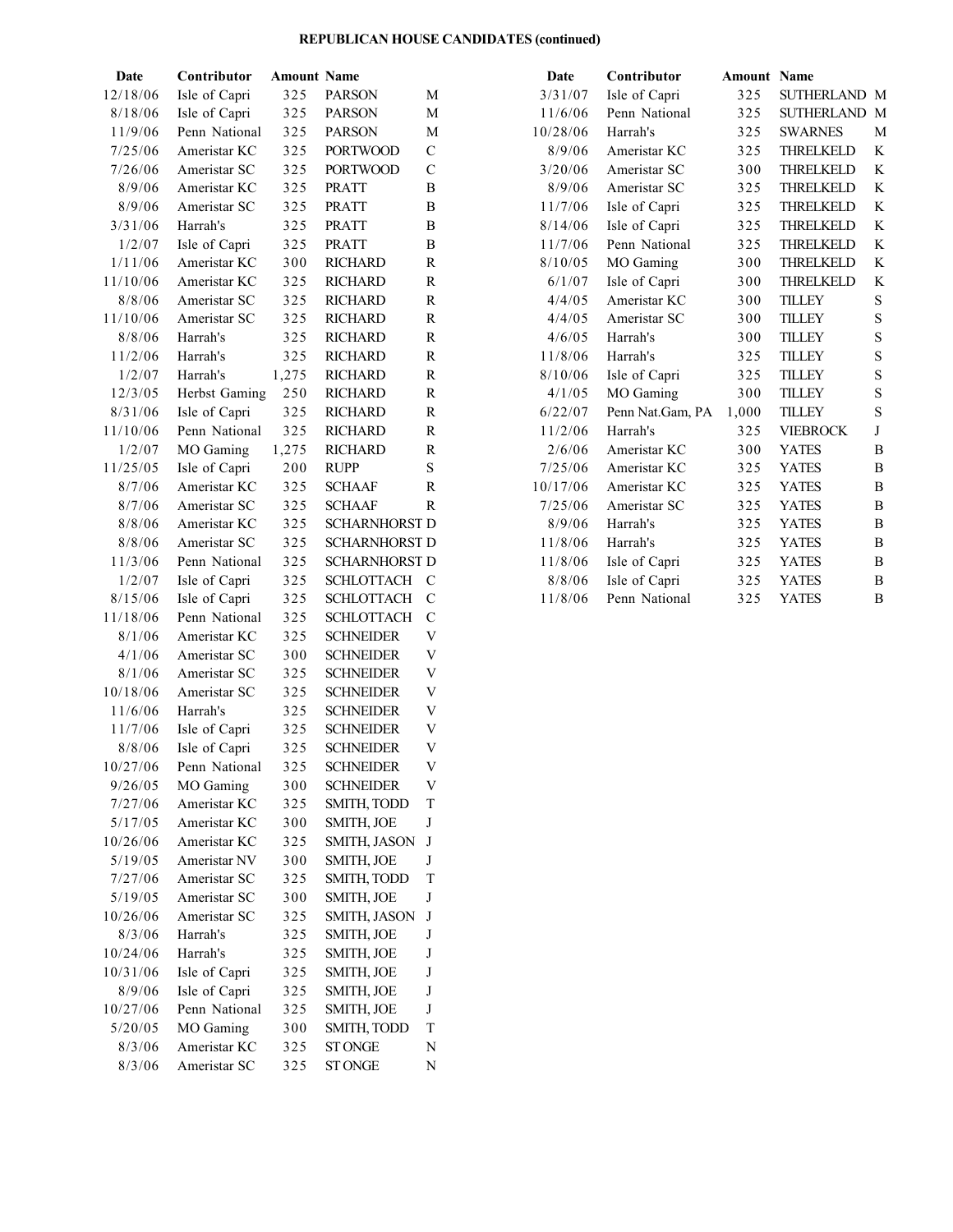## REPUBLICAN HOUSE CANDIDATES (continued)

| Date | Contributor | Amount | Name | |
|---|---|---|---|---|
| 12/18/06 | Isle of Capri | 325 | PARSON | M |
| 8/18/06 | Isle of Capri | 325 | PARSON | M |
| 11/9/06 | Penn National | 325 | PARSON | M |
| 7/25/06 | Ameristar KC | 325 | PORTWOOD | C |
| 7/26/06 | Ameristar SC | 325 | PORTWOOD | C |
| 8/9/06 | Ameristar KC | 325 | PRATT | B |
| 8/9/06 | Ameristar SC | 325 | PRATT | B |
| 3/31/06 | Harrah's | 325 | PRATT | B |
| 1/2/07 | Isle of Capri | 325 | PRATT | B |
| 1/11/06 | Ameristar KC | 300 | RICHARD | R |
| 11/10/06 | Ameristar KC | 325 | RICHARD | R |
| 8/8/06 | Ameristar SC | 325 | RICHARD | R |
| 11/10/06 | Ameristar SC | 325 | RICHARD | R |
| 8/8/06 | Harrah's | 325 | RICHARD | R |
| 11/2/06 | Harrah's | 325 | RICHARD | R |
| 1/2/07 | Harrah's | 1,275 | RICHARD | R |
| 12/3/05 | Herbst Gaming | 250 | RICHARD | R |
| 8/31/06 | Isle of Capri | 325 | RICHARD | R |
| 11/10/06 | Penn National | 325 | RICHARD | R |
| 1/2/07 | MO Gaming | 1,275 | RICHARD | R |
| 11/25/05 | Isle of Capri | 200 | RUPP | S |
| 8/7/06 | Ameristar KC | 325 | SCHAAF | R |
| 8/7/06 | Ameristar SC | 325 | SCHAAF | R |
| 8/8/06 | Ameristar KC | 325 | SCHARNHORST | D |
| 8/8/06 | Ameristar SC | 325 | SCHARNHORST | D |
| 11/3/06 | Penn National | 325 | SCHARNHORST | D |
| 1/2/07 | Isle of Capri | 325 | SCHLOTTACH | C |
| 8/15/06 | Isle of Capri | 325 | SCHLOTTACH | C |
| 11/18/06 | Penn National | 325 | SCHLOTTACH | C |
| 8/1/06 | Ameristar KC | 325 | SCHNEIDER | V |
| 4/1/06 | Ameristar SC | 300 | SCHNEIDER | V |
| 8/1/06 | Ameristar SC | 325 | SCHNEIDER | V |
| 10/18/06 | Ameristar SC | 325 | SCHNEIDER | V |
| 11/6/06 | Harrah's | 325 | SCHNEIDER | V |
| 11/7/06 | Isle of Capri | 325 | SCHNEIDER | V |
| 8/8/06 | Isle of Capri | 325 | SCHNEIDER | V |
| 10/27/06 | Penn National | 325 | SCHNEIDER | V |
| 9/26/05 | MO Gaming | 300 | SCHNEIDER | V |
| 7/27/06 | Ameristar KC | 325 | SMITH, TODD | T |
| 5/17/05 | Ameristar KC | 300 | SMITH, JOE | J |
| 10/26/06 | Ameristar KC | 325 | SMITH, JASON | J |
| 5/19/05 | Ameristar NV | 300 | SMITH, JOE | J |
| 7/27/06 | Ameristar SC | 325 | SMITH, TODD | T |
| 5/19/05 | Ameristar SC | 300 | SMITH, JOE | J |
| 10/26/06 | Ameristar SC | 325 | SMITH, JASON | J |
| 8/3/06 | Harrah's | 325 | SMITH, JOE | J |
| 10/24/06 | Harrah's | 325 | SMITH, JOE | J |
| 10/31/06 | Isle of Capri | 325 | SMITH, JOE | J |
| 8/9/06 | Isle of Capri | 325 | SMITH, JOE | J |
| 10/27/06 | Penn National | 325 | SMITH, JOE | J |
| 5/20/05 | MO Gaming | 300 | SMITH, TODD | T |
| 8/3/06 | Ameristar KC | 325 | ST ONGE | N |
| 8/3/06 | Ameristar SC | 325 | ST ONGE | N |
| 3/31/07 | Isle of Capri | 325 | SUTHERLAND | M |
| 11/6/06 | Penn National | 325 | SUTHERLAND | M |
| 10/28/06 | Harrah's | 325 | SWARNES | M |
| 8/9/06 | Ameristar KC | 325 | THRELKELD | K |
| 3/20/06 | Ameristar SC | 300 | THRELKELD | K |
| 8/9/06 | Ameristar SC | 325 | THRELKELD | K |
| 11/7/06 | Isle of Capri | 325 | THRELKELD | K |
| 8/14/06 | Isle of Capri | 325 | THRELKELD | K |
| 11/7/06 | Penn National | 325 | THRELKELD | K |
| 8/10/05 | MO Gaming | 300 | THRELKELD | K |
| 6/1/07 | Isle of Capri | 300 | THRELKELD | K |
| 4/4/05 | Ameristar KC | 300 | TILLEY | S |
| 4/4/05 | Ameristar SC | 300 | TILLEY | S |
| 4/6/05 | Harrah's | 300 | TILLEY | S |
| 11/8/06 | Harrah's | 325 | TILLEY | S |
| 8/10/06 | Isle of Capri | 325 | TILLEY | S |
| 4/1/05 | MO Gaming | 300 | TILLEY | S |
| 6/22/07 | Penn Nat.Gam, PA | 1,000 | TILLEY | S |
| 11/2/06 | Harrah's | 325 | VIEBROCK | J |
| 2/6/06 | Ameristar KC | 300 | YATES | B |
| 7/25/06 | Ameristar KC | 325 | YATES | B |
| 10/17/06 | Ameristar KC | 325 | YATES | B |
| 7/25/06 | Ameristar SC | 325 | YATES | B |
| 8/9/06 | Harrah's | 325 | YATES | B |
| 11/8/06 | Harrah's | 325 | YATES | B |
| 11/8/06 | Isle of Capri | 325 | YATES | B |
| 8/8/06 | Isle of Capri | 325 | YATES | B |
| 11/8/06 | Penn National | 325 | YATES | B |